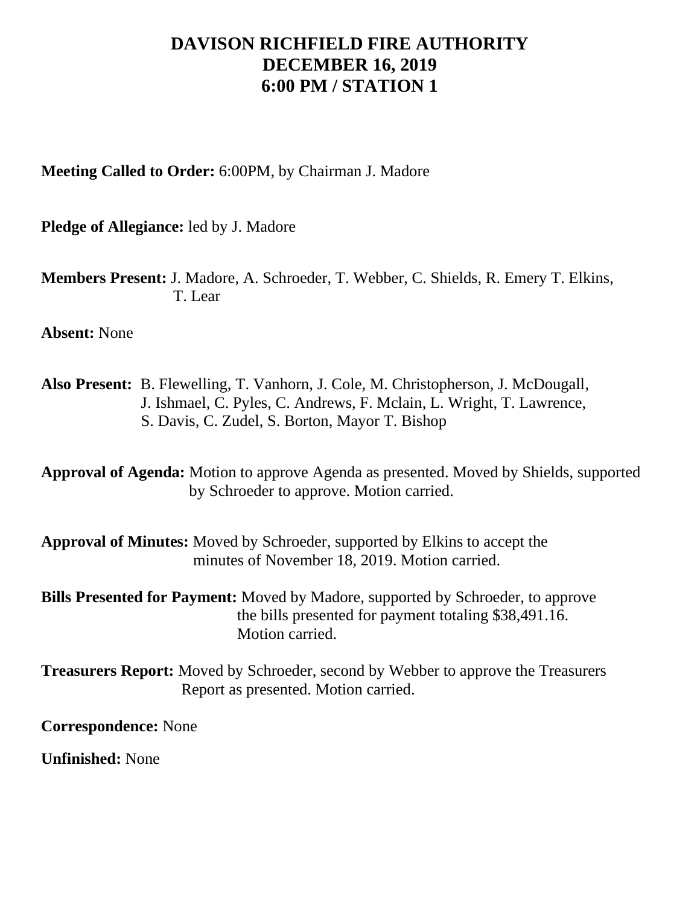# DAVISON RICHFIELD FIRE AUTHORITY
## DECEMBER 16, 2019
## 6:00 PM / STATION 1

**Meeting Called to Order:** 6:00PM, by Chairman J. Madore

**Pledge of Allegiance:** led by J. Madore

**Members Present:** J. Madore, A. Schroeder, T. Webber, C. Shields, R. Emery T. Elkins, T. Lear

**Absent:** None

**Also Present:** B. Flewelling, T. Vanhorn, J. Cole, M. Christopherson, J. McDougall, J. Ishmael, C. Pyles, C. Andrews, F. Mclain, L. Wright, T. Lawrence, S. Davis, C. Zudel, S. Borton, Mayor T. Bishop

**Approval of Agenda:** Motion to approve Agenda as presented. Moved by Shields, supported by Schroeder to approve. Motion carried.

**Approval of Minutes:** Moved by Schroeder, supported by Elkins to accept the minutes of November 18, 2019. Motion carried.

**Bills Presented for Payment:** Moved by Madore, supported by Schroeder, to approve the bills presented for payment totaling $38,491.16. Motion carried.

**Treasurers Report:** Moved by Schroeder, second by Webber to approve the Treasurers Report as presented. Motion carried.

**Correspondence:** None

**Unfinished:** None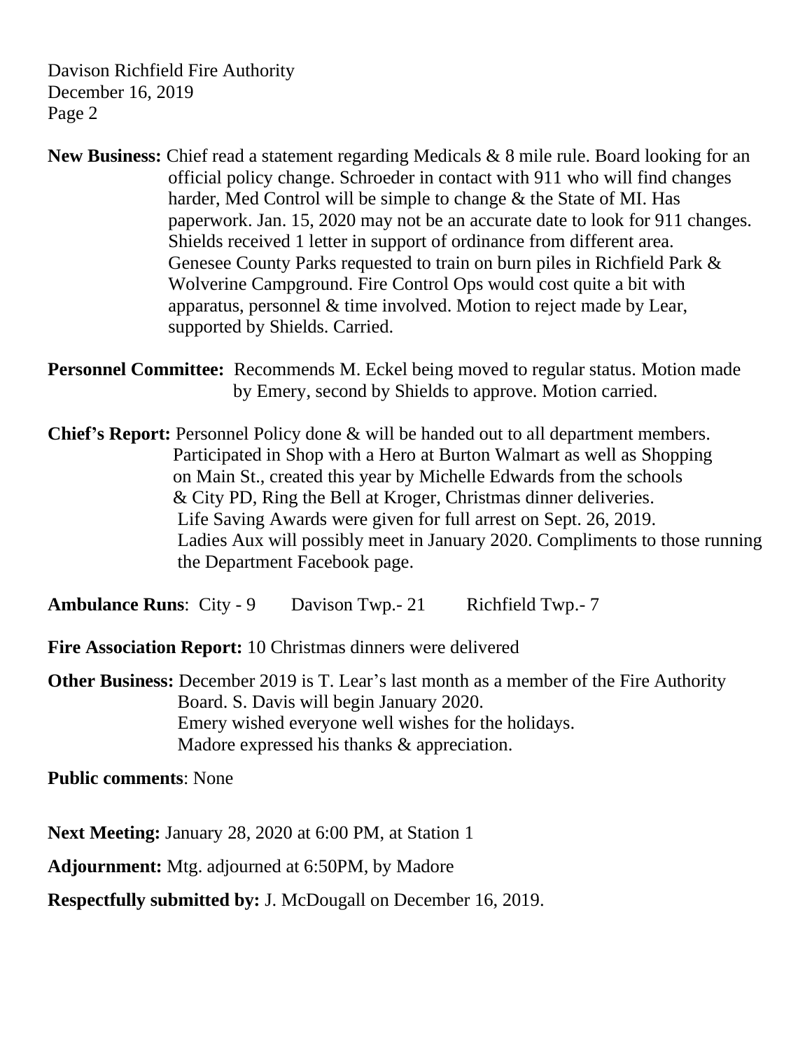**New Business:** Chief read a statement regarding Medicals & 8 mile rule. Board looking for an official policy change. Schroeder in contact with 911 who will find changes harder, Med Control will be simple to change & the State of MI. Has paperwork. Jan. 15, 2020 may not be an accurate date to look for 911 changes. Shields received 1 letter in support of ordinance from different area. Genesee County Parks requested to train on burn piles in Richfield Park & Wolverine Campground. Fire Control Ops would cost quite a bit with apparatus, personnel & time involved. Motion to reject made by Lear, supported by Shields. Carried.

**Personnel Committee:** Recommends M. Eckel being moved to regular status. Motion made by Emery, second by Shields to approve. Motion carried.

**Chief's Report:** Personnel Policy done & will be handed out to all department members. Participated in Shop with a Hero at Burton Walmart as well as Shopping on Main St., created this year by Michelle Edwards from the schools & City PD, Ring the Bell at Kroger, Christmas dinner deliveries. Life Saving Awards were given for full arrest on Sept. 26, 2019. Ladies Aux will possibly meet in January 2020. Compliments to those running the Department Facebook page.

**Ambulance Runs**: City - 9 Davison Twp.- 21 Richfield Twp.- 7

**Fire Association Report:** 10 Christmas dinners were delivered

**Other Business:** December 2019 is T. Lear's last month as a member of the Fire Authority Board. S. Davis will begin January 2020.
Emery wished everyone well wishes for the holidays.
Madore expressed his thanks & appreciation.

**Public comments**: None

**Next Meeting:** January 28, 2020 at 6:00 PM, at Station 1

**Adjournment:** Mtg. adjourned at 6:50PM, by Madore

**Respectfully submitted by:** J. McDougall on December 16, 2019.